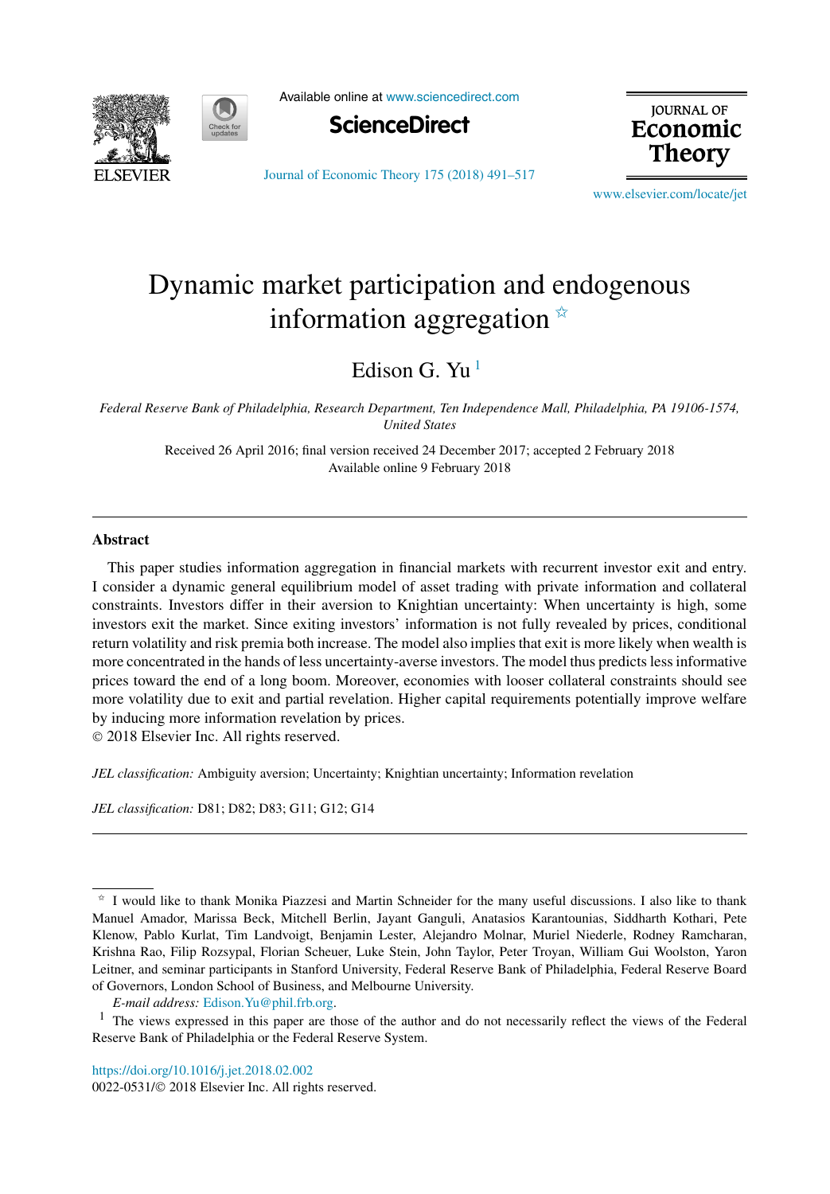# Dynamic market participation and endogenous information aggregation ☆

Edison G. Yu [1]

*Federal Reserve Bank of Philadelphia, Research Department, Ten Independence Mall, Philadelphia, PA 19106-1574, United States*

Received 26 April 2016; final version received 24 December 2017; accepted 2 February 2018
Available online 9 February 2018

---

## Abstract

This paper studies information aggregation in financial markets with recurrent investor exit and entry. I consider a dynamic general equilibrium model of asset trading with private information and collateral constraints. Investors differ in their aversion to Knightian uncertainty: When uncertainty is high, some investors exit the market. Since exiting investors' information is not fully revealed by prices, conditional return volatility and risk premia both increase. The model also implies that exit is more likely when wealth is more concentrated in the hands of less uncertainty-averse investors. The model thus predicts less informative prices toward the end of a long boom. Moreover, economies with looser collateral constraints should see more volatility due to exit and partial revelation. Higher capital requirements potentially improve welfare by inducing more information revelation by prices.
© 2018 Elsevier Inc. All rights reserved.

*JEL classification:* Ambiguity aversion; Uncertainty; Knightian uncertainty; Information revelation

*JEL classification:* D81; D82; D83; G11; G12; G14

---

☆ I would like to thank Monika Piazzesi and Martin Schneider for the many useful discussions. I also like to thank Manuel Amador, Marissa Beck, Mitchell Berlin, Jayant Ganguli, Anatasios Karantounias, Siddharth Kothari, Pete Klenow, Pablo Kurlat, Tim Landvoigt, Benjamin Lester, Alejandro Molnar, Muriel Niederle, Rodney Ramcharan, Krishna Rao, Filip Rozsypal, Florian Scheuer, Luke Stein, John Taylor, Peter Troyan, William Gui Woolston, Yaron Leitner, and seminar participants in Stanford University, Federal Reserve Bank of Philadelphia, Federal Reserve Board of Governors, London School of Business, and Melbourne University.

*E-mail address:* Edison.Yu@phil.frb.org.

[1] The views expressed in this paper are those of the author and do not necessarily reflect the views of the Federal Reserve Bank of Philadelphia or the Federal Reserve System.

https://doi.org/10.1016/j.jet.2018.02.002
0022-0531/© 2018 Elsevier Inc. All rights reserved.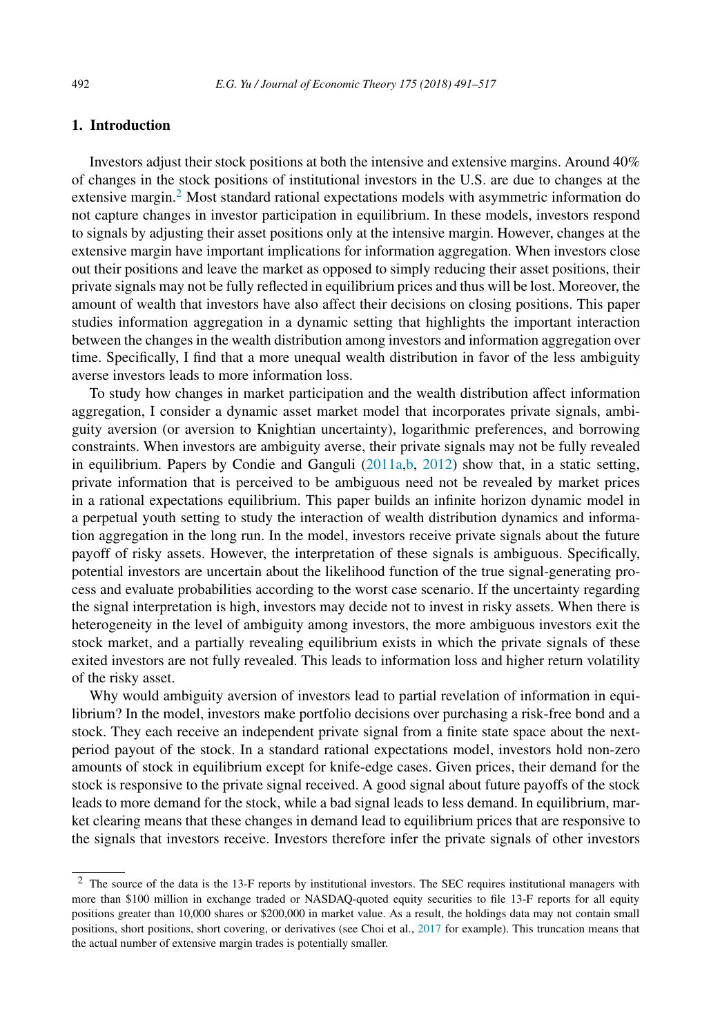## 1. Introduction

Investors adjust their stock positions at both the intensive and extensive margins. Around 40% of changes in the stock positions of institutional investors in the U.S. are due to changes at the extensive margin.[2] Most standard rational expectations models with asymmetric information do not capture changes in investor participation in equilibrium. In these models, investors respond to signals by adjusting their asset positions only at the intensive margin. However, changes at the extensive margin have important implications for information aggregation. When investors close out their positions and leave the market as opposed to simply reducing their asset positions, their private signals may not be fully reflected in equilibrium prices and thus will be lost. Moreover, the amount of wealth that investors have also affect their decisions on closing positions. This paper studies information aggregation in a dynamic setting that highlights the important interaction between the changes in the wealth distribution among investors and information aggregation over time. Specifically, I find that a more unequal wealth distribution in favor of the less ambiguity averse investors leads to more information loss.

To study how changes in market participation and the wealth distribution affect information aggregation, I consider a dynamic asset market model that incorporates private signals, ambiguity aversion (or aversion to Knightian uncertainty), logarithmic preferences, and borrowing constraints. When investors are ambiguity averse, their private signals may not be fully revealed in equilibrium. Papers by Condie and Ganguli (2011a,b, 2012) show that, in a static setting, private information that is perceived to be ambiguous need not be revealed by market prices in a rational expectations equilibrium. This paper builds an infinite horizon dynamic model in a perpetual youth setting to study the interaction of wealth distribution dynamics and information aggregation in the long run. In the model, investors receive private signals about the future payoff of risky assets. However, the interpretation of these signals is ambiguous. Specifically, potential investors are uncertain about the likelihood function of the true signal-generating process and evaluate probabilities according to the worst case scenario. If the uncertainty regarding the signal interpretation is high, investors may decide not to invest in risky assets. When there is heterogeneity in the level of ambiguity among investors, the more ambiguous investors exit the stock market, and a partially revealing equilibrium exists in which the private signals of these exited investors are not fully revealed. This leads to information loss and higher return volatility of the risky asset.

Why would ambiguity aversion of investors lead to partial revelation of information in equilibrium? In the model, investors make portfolio decisions over purchasing a risk-free bond and a stock. They each receive an independent private signal from a finite state space about the next-period payout of the stock. In a standard rational expectations model, investors hold non-zero amounts of stock in equilibrium except for knife-edge cases. Given prices, their demand for the stock is responsive to the private signal received. A good signal about future payoffs of the stock leads to more demand for the stock, while a bad signal leads to less demand. In equilibrium, market clearing means that these changes in demand lead to equilibrium prices that are responsive to the signals that investors receive. Investors therefore infer the private signals of other investors

[2] The source of the data is the 13-F reports by institutional investors. The SEC requires institutional managers with more than \$100 million in exchange traded or NASDAQ-quoted equity securities to file 13-F reports for all equity positions greater than 10,000 shares or \$200,000 in market value. As a result, the holdings data may not contain small positions, short positions, short covering, or derivatives (see Choi et al., 2017 for example). This truncation means that the actual number of extensive margin trades is potentially smaller.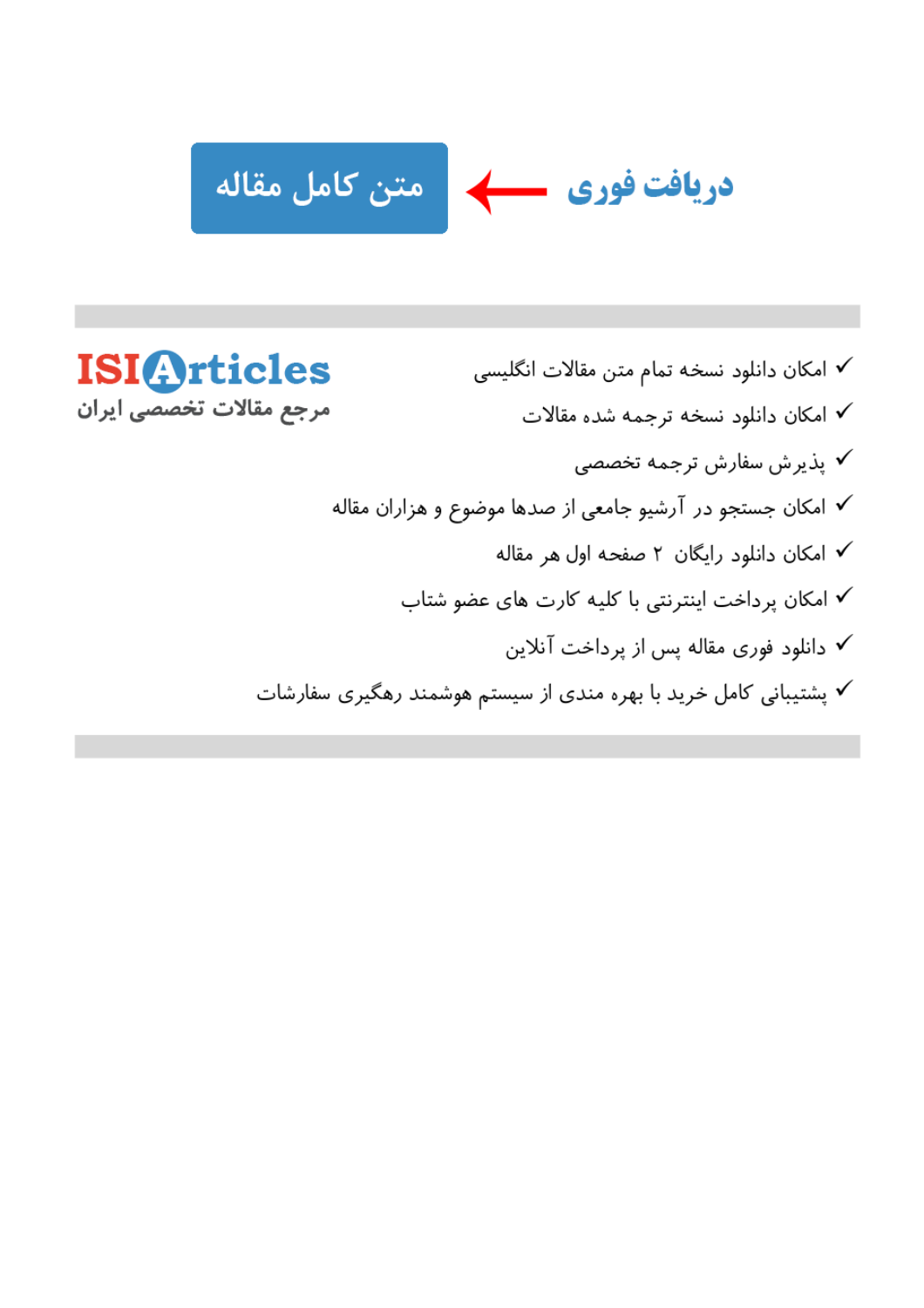**دریافت فوری** ← **متن کامل مقاله**

**ISIArticles**
مرجع مقالات تخصصی ایران

- ✓ امکان دانلود نسخه تمام متن مقالات انگلیسی
- ✓ امکان دانلود نسخه ترجمه شده مقالات
- ✓ پذیرش سفارش ترجمه تخصصی
- ✓ امکان جستجو در آرشیو جامعی از صدها موضوع و هزاران مقاله
- ✓ امکان دانلود رایگان ۲ صفحه اول هر مقاله
- ✓ امکان پرداخت اینترنتی با کلیه کارت های عضو شتاب
- ✓ دانلود فوری مقاله پس از پرداخت آنلاین
- ✓ پشتیبانی کامل خرید با بهره مندی از سیستم هوشمند رهگیری سفارشات